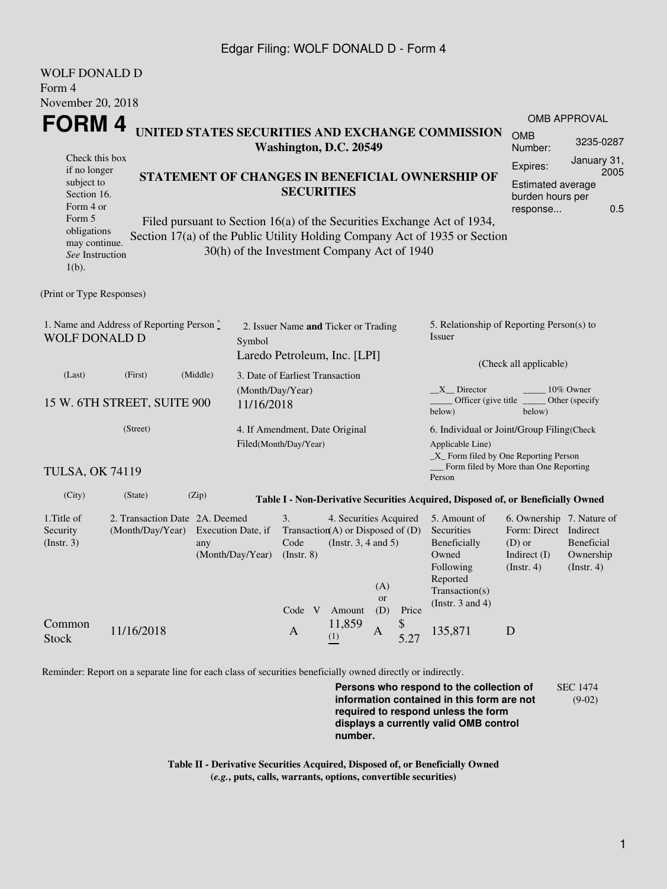Edgar Filing: WOLF DONALD D - Form 4

WOLF DONALD D
Form 4
November 20, 2018

# FORM 4

**UNITED STATES SECURITIES AND EXCHANGE COMMISSION**
**Washington, D.C. 20549**

**STATEMENT OF CHANGES IN BENEFICIAL OWNERSHIP OF SECURITIES**

Filed pursuant to Section 16(a) of the Securities Exchange Act of 1934, Section 17(a) of the Public Utility Holding Company Act of 1935 or Section 30(h) of the Investment Company Act of 1940

Check this box if no longer subject to Section 16. Form 4 or Form 5 obligations may continue. *See* Instruction 1(b).

| OMB APPROVAL | |
|---|---|
| OMB Number: | 3235-0287 |
| Expires: | January 31, 2005 |
| Estimated average burden hours per response... | 0.5 |

(Print or Type Responses)

1. Name and Address of Reporting Person *
WOLF DONALD D

(Last) (First) (Middle)

15 W. 6TH STREET, SUITE 900

(Street)

TULSA, OK 74119

(City) (State) (Zip)

2. Issuer Name **and** Ticker or Trading Symbol
Laredo Petroleum, Inc. [LPI]

3. Date of Earliest Transaction (Month/Day/Year)
11/16/2018

4. If Amendment, Date Original Filed(Month/Day/Year)

5. Relationship of Reporting Person(s) to Issuer

(Check all applicable)

\_\_X\_\_ Director \_\_\_\_\_ 10% Owner
\_\_\_\_\_ Officer (give title below) \_\_\_\_\_ Other (specify below)

6. Individual or Joint/Group Filing(Check Applicable Line)
\_X\_ Form filed by One Reporting Person
\_\_\_ Form filed by More than One Reporting Person

**Table I - Non-Derivative Securities Acquired, Disposed of, or Beneficially Owned**

| 1.Title of Security (Instr. 3) | 2. Transaction Date (Month/Day/Year) | 2A. Deemed Execution Date, if any (Month/Day/Year) | 3. Transaction Code (Instr. 8) | | 4. Securities Acquired (A) or Disposed of (D) (Instr. 3, 4 and 5) | | | 5. Amount of Securities Beneficially Owned Following Reported Transaction(s) (Instr. 3 and 4) | 6. Ownership Form: Direct (D) or Indirect (I) (Instr. 4) | 7. Nature of Indirect Beneficial Ownership (Instr. 4) |
|---|---|---|---|---|---|---|---|---|---|---|
| | | | Code | V | Amount | (A) or (D) | Price | | | |
| Common Stock | 11/16/2018 | | A | | 11,859 (1) | A | $ 5.27 | 135,871 | D | |

Reminder: Report on a separate line for each class of securities beneficially owned directly or indirectly.

**Persons who respond to the collection of information contained in this form are not required to respond unless the form displays a currently valid OMB control number.**

SEC 1474 (9-02)

**Table II - Derivative Securities Acquired, Disposed of, or Beneficially Owned**
**(*e.g.*, puts, calls, warrants, options, convertible securities)**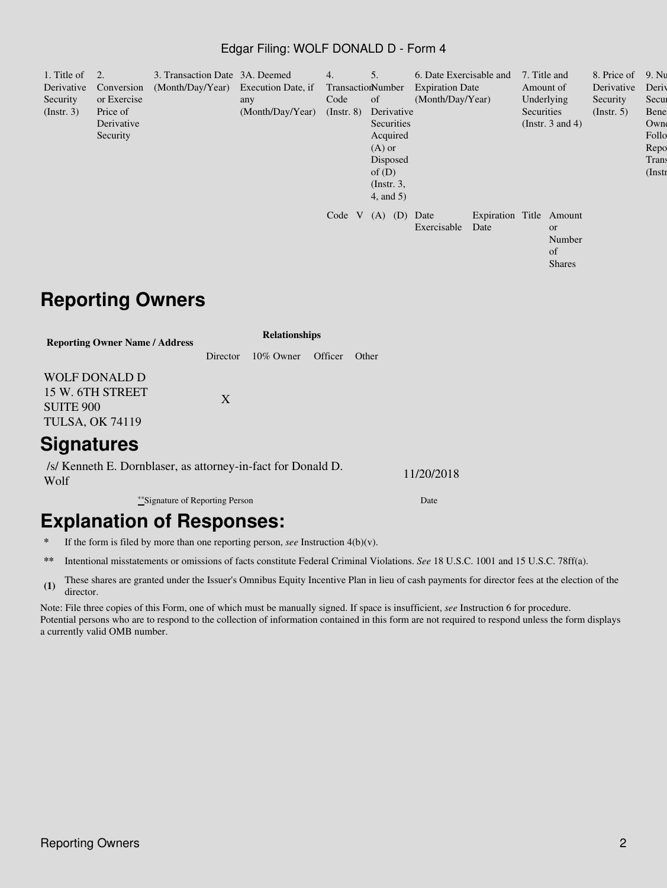| 1. Title of Derivative Security (Instr. 3) | 2. Conversion or Exercise Price of Derivative Security | 3. Transaction Date (Month/Day/Year) | 3A. Deemed Execution Date, if any (Month/Day/Year) | 4. Transaction Code (Instr. 8) | | 5. Number of Derivative Securities Acquired (A) or Disposed of (D) (Instr. 3, 4, and 5) | | 6. Date Exercisable and Expiration Date (Month/Day/Year) | | 7. Title and Amount of Underlying Securities (Instr. 3 and 4) | | 8. Price of Derivative Security (Instr. 5) | 9. Nu Deriv Secur Bene Owne Follo Repo Trans (Instr |
|---|---|---|---|---|---|---|---|---|---|---|---|---|---|
| | | | | Code | V | (A) | (D) | Date Exercisable | Expiration Date | Title | Amount or Number of Shares | | |

## Reporting Owners

| Reporting Owner Name / Address | Relationships | | | |
|---|---|---|---|---|
| | Director | 10% Owner | Officer | Other |
| WOLF DONALD D<br>15 W. 6TH STREET<br>SUITE 900<br>TULSA, OK 74119 | X | | | |

## Signatures

| /s/ Kenneth E. Dornblaser, as attorney-in-fact for Donald D. Wolf | 11/20/2018 |
|---|---|
| **Signature of Reporting Person | Date |

## Explanation of Responses:

\* If the form is filed by more than one reporting person, *see* Instruction 4(b)(v).

** Intentional misstatements or omissions of facts constitute Federal Criminal Violations. *See* 18 U.S.C. 1001 and 15 U.S.C. 78ff(a).

**(1)** These shares are granted under the Issuer's Omnibus Equity Incentive Plan in lieu of cash payments for director fees at the election of the director.

Note: File three copies of this Form, one of which must be manually signed. If space is insufficient, *see* Instruction 6 for procedure.
Potential persons who are to respond to the collection of information contained in this form are not required to respond unless the form displays a currently valid OMB number.